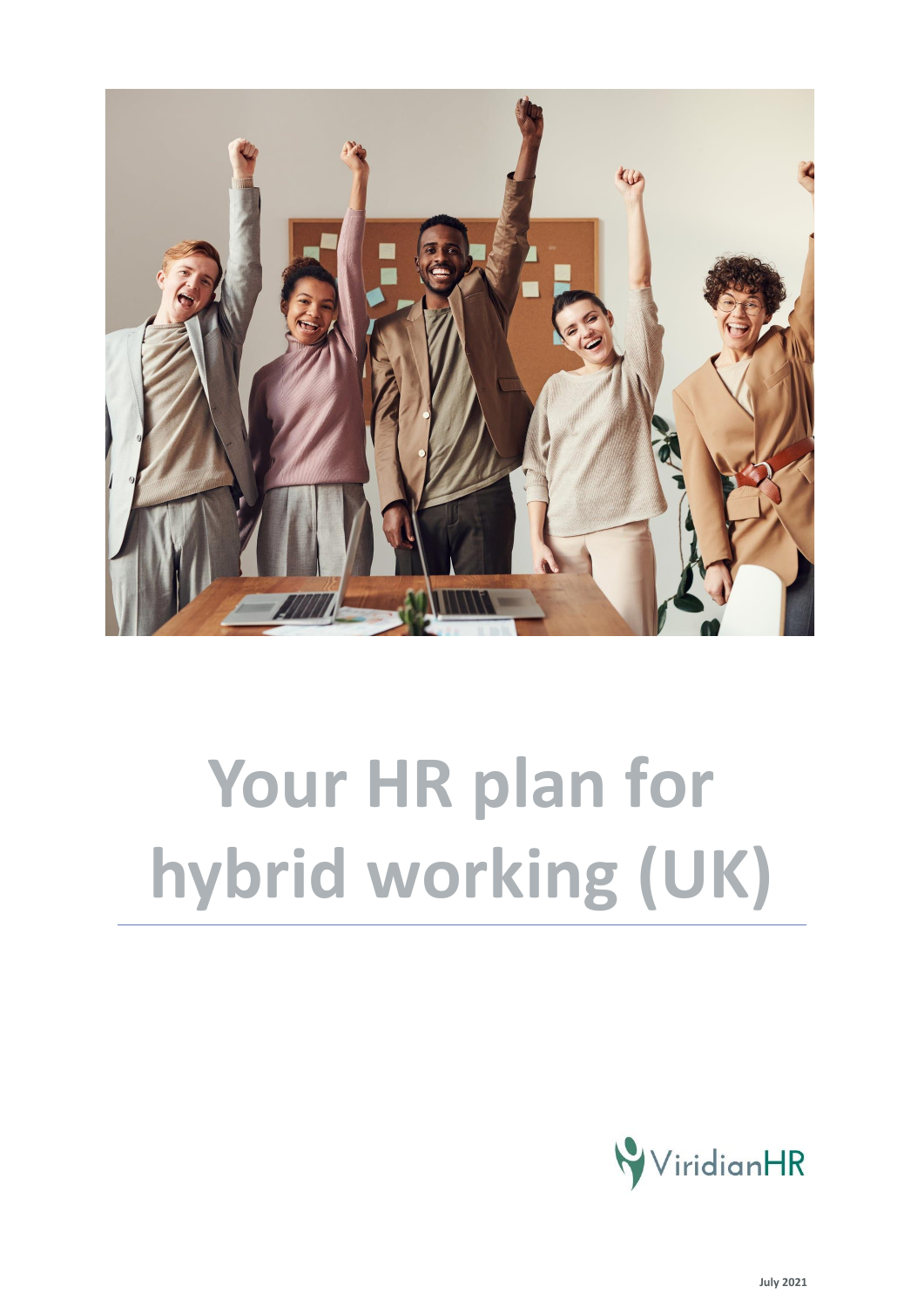# Your HR plan for hybrid working (UK)

ViridianHR

July 2021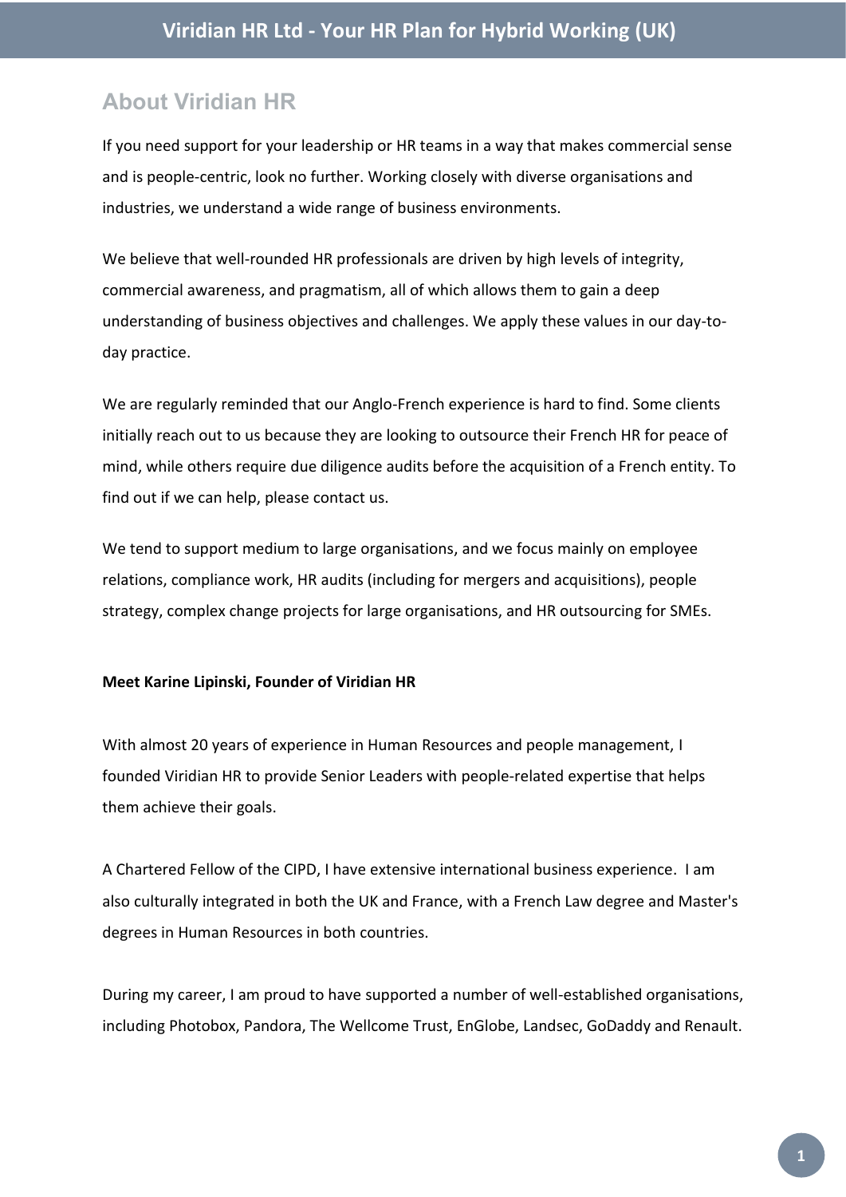## About Viridian HR

If you need support for your leadership or HR teams in a way that makes commercial sense and is people-centric, look no further. Working closely with diverse organisations and industries, we understand a wide range of business environments.

We believe that well-rounded HR professionals are driven by high levels of integrity, commercial awareness, and pragmatism, all of which allows them to gain a deep understanding of business objectives and challenges. We apply these values in our day-to-day practice.

We are regularly reminded that our Anglo-French experience is hard to find. Some clients initially reach out to us because they are looking to outsource their French HR for peace of mind, while others require due diligence audits before the acquisition of a French entity. To find out if we can help, please contact us.

We tend to support medium to large organisations, and we focus mainly on employee relations, compliance work, HR audits (including for mergers and acquisitions), people strategy, complex change projects for large organisations, and HR outsourcing for SMEs.

**Meet Karine Lipinski, Founder of Viridian HR**

With almost 20 years of experience in Human Resources and people management, I founded Viridian HR to provide Senior Leaders with people-related expertise that helps them achieve their goals.

A Chartered Fellow of the CIPD, I have extensive international business experience. I am also culturally integrated in both the UK and France, with a French Law degree and Master's degrees in Human Resources in both countries.

During my career, I am proud to have supported a number of well-established organisations, including Photobox, Pandora, The Wellcome Trust, EnGlobe, Landsec, GoDaddy and Renault.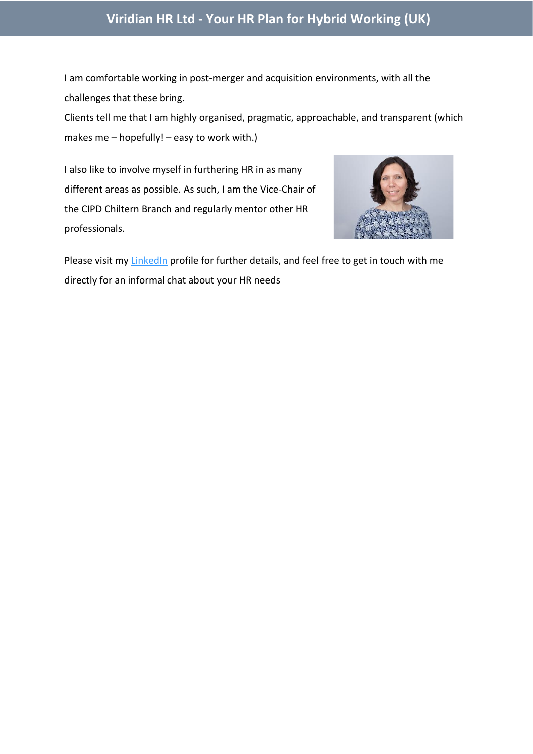I am comfortable working in post-merger and acquisition environments, with all the challenges that these bring.

Clients tell me that I am highly organised, pragmatic, approachable, and transparent (which makes me – hopefully! – easy to work with.)

I also like to involve myself in furthering HR in as many different areas as possible. As such, I am the Vice-Chair of the CIPD Chiltern Branch and regularly mentor other HR professionals.

Please visit my LinkedIn profile for further details, and feel free to get in touch with me directly for an informal chat about your HR needs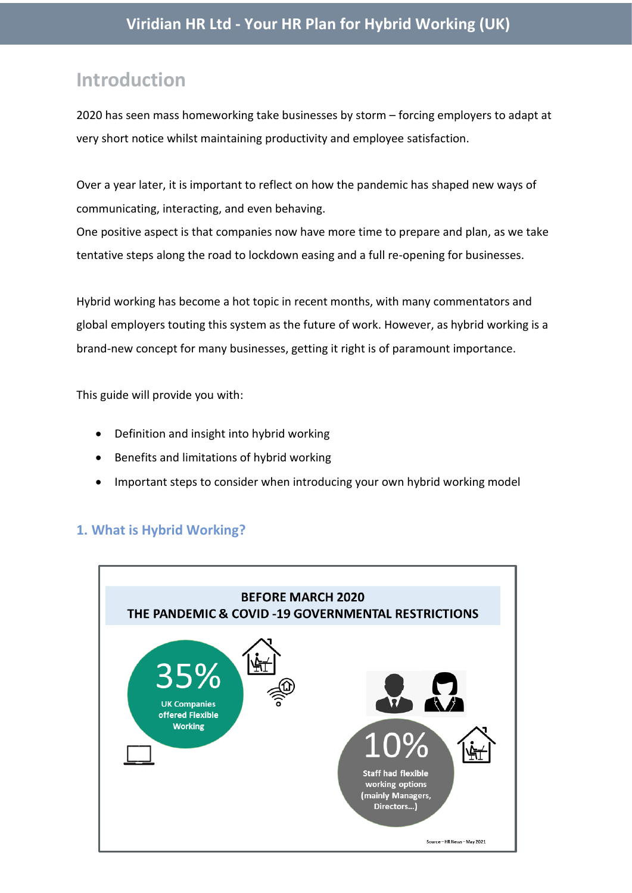## Introduction

2020 has seen mass homeworking take businesses by storm – forcing employers to adapt at very short notice whilst maintaining productivity and employee satisfaction.

Over a year later, it is important to reflect on how the pandemic has shaped new ways of communicating, interacting, and even behaving.
One positive aspect is that companies now have more time to prepare and plan, as we take tentative steps along the road to lockdown easing and a full re-opening for businesses.

Hybrid working has become a hot topic in recent months, with many commentators and global employers touting this system as the future of work. However, as hybrid working is a brand-new concept for many businesses, getting it right is of paramount importance.

This guide will provide you with:

- Definition and insight into hybrid working
- Benefits and limitations of hybrid working
- Important steps to consider when introducing your own hybrid working model

### 1. What is Hybrid Working?

**BEFORE MARCH 2020**
**THE PANDEMIC & COVID -19 GOVERNMENTAL RESTRICTIONS**

35%
UK Companies offered Flexible Working

10%
Staff had flexible working options (mainly Managers, Directors...)

Source – HR News – May 2021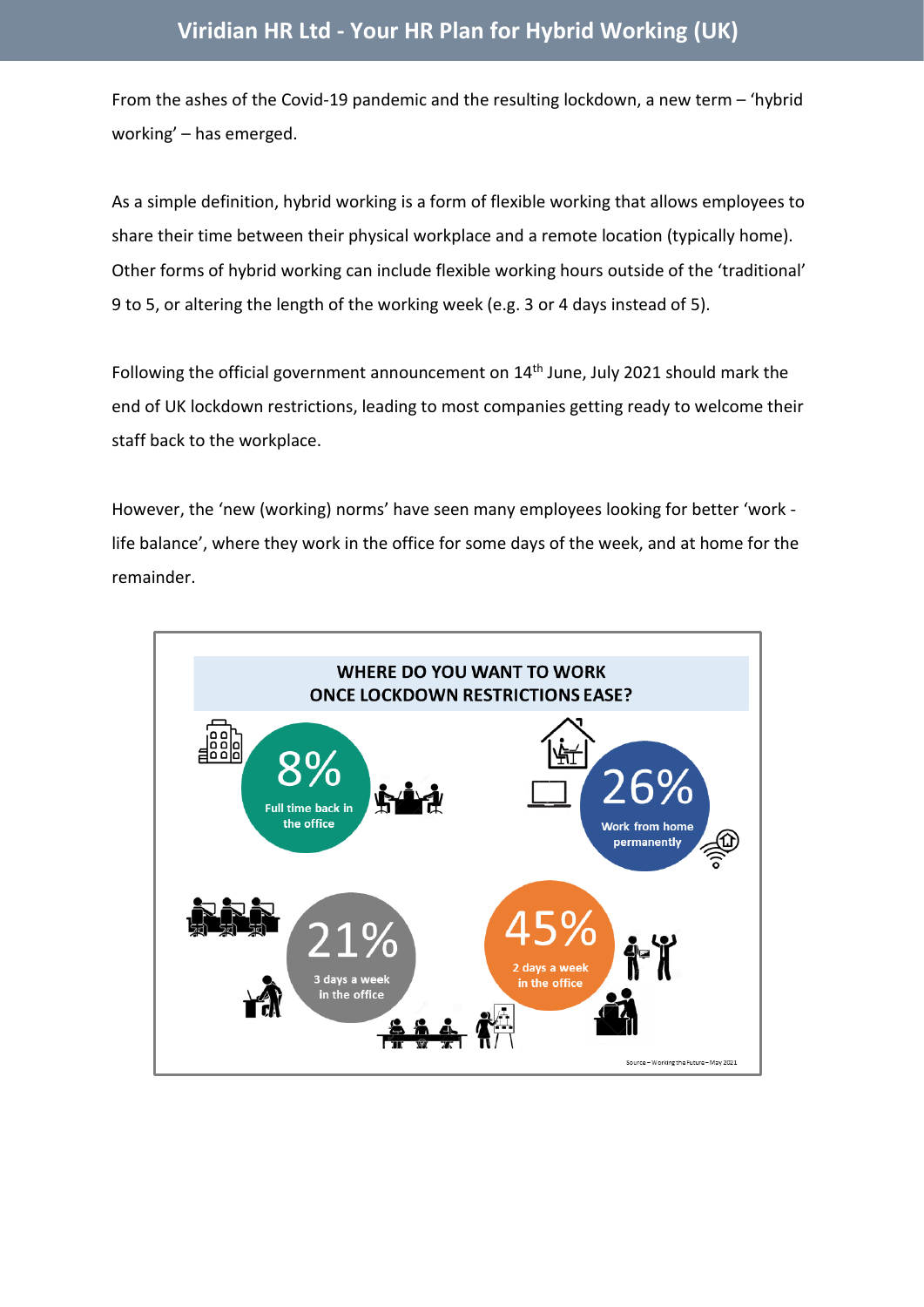# Viridian HR Ltd - Your HR Plan for Hybrid Working (UK)

From the ashes of the Covid-19 pandemic and the resulting lockdown, a new term – 'hybrid working' – has emerged.

As a simple definition, hybrid working is a form of flexible working that allows employees to share their time between their physical workplace and a remote location (typically home). Other forms of hybrid working can include flexible working hours outside of the 'traditional' 9 to 5, or altering the length of the working week (e.g. 3 or 4 days instead of 5).

Following the official government announcement on 14th June, July 2021 should mark the end of UK lockdown restrictions, leading to most companies getting ready to welcome their staff back to the workplace.

However, the 'new (working) norms' have seen many employees looking for better 'work - life balance', where they work in the office for some days of the week, and at home for the remainder.

**WHERE DO YOU WANT TO WORK ONCE LOCKDOWN RESTRICTIONS EASE?**

- 8% Full time back in the office
- 26% Work from home permanently
- 21% 3 days a week in the office
- 45% 2 days a week in the office

Source – Working the Future – May 2021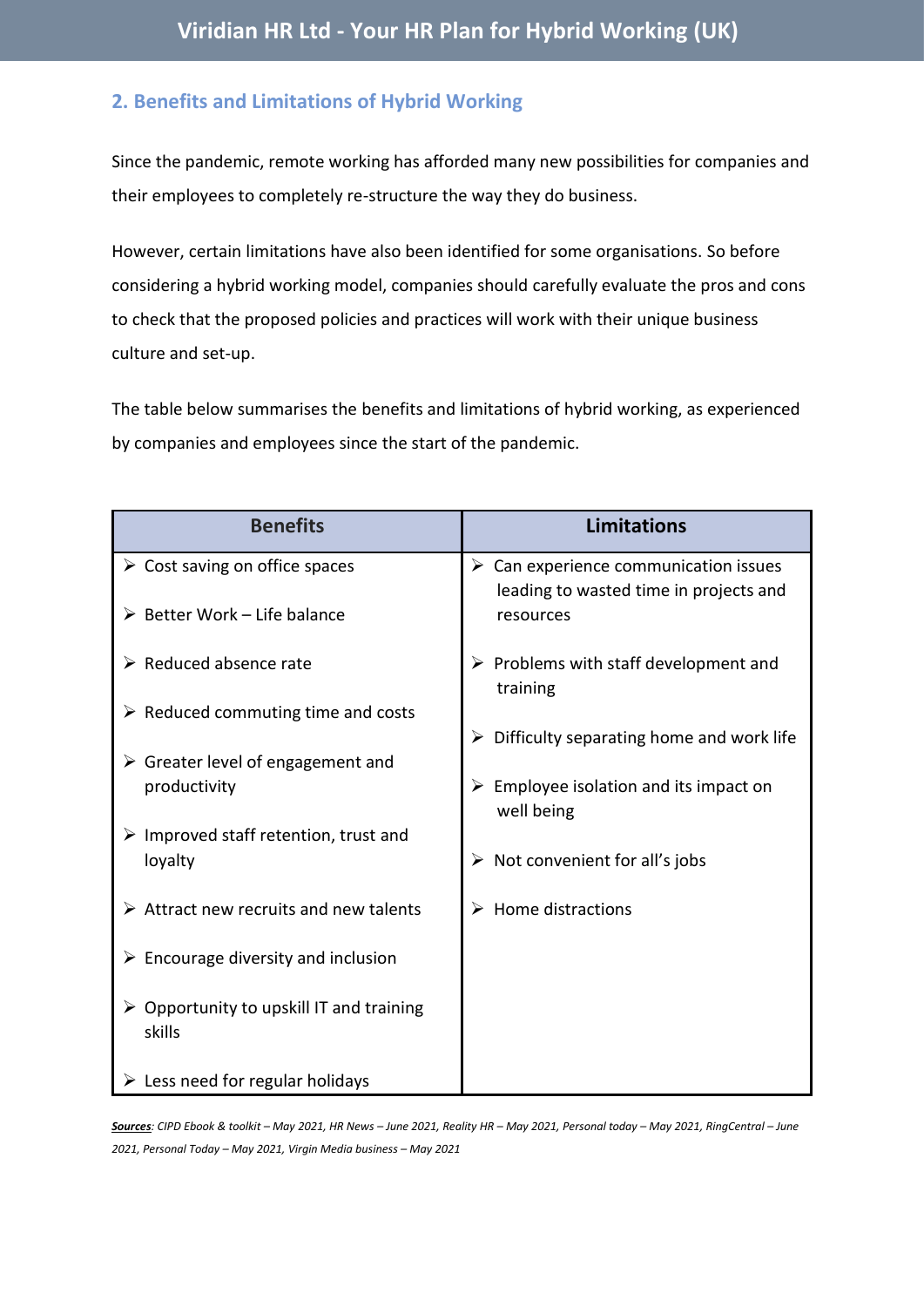## 2. Benefits and Limitations of Hybrid Working

Since the pandemic, remote working has afforded many new possibilities for companies and their employees to completely re-structure the way they do business.

However, certain limitations have also been identified for some organisations. So before considering a hybrid working model, companies should carefully evaluate the pros and cons to check that the proposed policies and practices will work with their unique business culture and set-up.

The table below summarises the benefits and limitations of hybrid working, as experienced by companies and employees since the start of the pandemic.

| Benefits | Limitations |
| --- | --- |
| ➢ Cost saving on office spaces<br>➢ Better Work – Life balance<br>➢ Reduced absence rate<br>➢ Reduced commuting time and costs<br>➢ Greater level of engagement and productivity<br>➢ Improved staff retention, trust and loyalty<br>➢ Attract new recruits and new talents<br>➢ Encourage diversity and inclusion<br>➢ Opportunity to upskill IT and training skills<br>➢ Less need for regular holidays | ➢ Can experience communication issues leading to wasted time in projects and resources<br>➢ Problems with staff development and training<br>➢ Difficulty separating home and work life<br>➢ Employee isolation and its impact on well being<br>➢ Not convenient for all's jobs<br>➢ Home distractions |

***Sources****: CIPD Ebook & toolkit – May 2021, HR News – June 2021, Reality HR – May 2021, Personal today – May 2021, RingCentral – June 2021, Personal Today – May 2021, Virgin Media business – May 2021*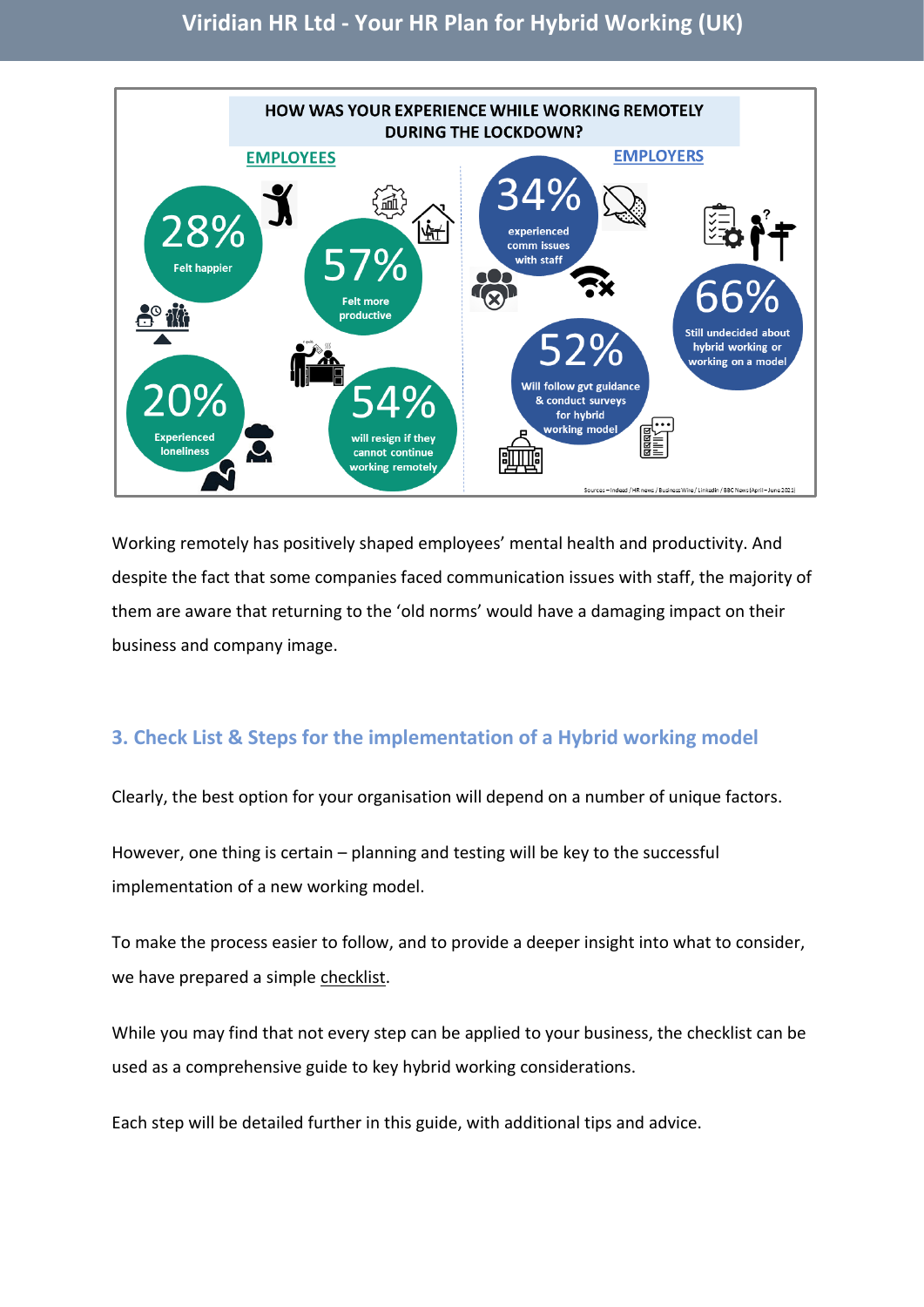HOW WAS YOUR EXPERIENCE WHILE WORKING REMOTELY DURING THE LOCKDOWN?

**EMPLOYEES**

- 28% Felt happier
- 57% Felt more productive
- 20% Experienced loneliness
- 54% will resign if they cannot continue working remotely

**EMPLOYERS**

- 34% experienced comm issues with staff
- 66% Still undecided about hybrid working or working on a model
- 52% Will follow gvt guidance & conduct surveys for hybrid working model

Sources – Indeed / HR news / Business Wire / LinkedIn / BBC News (April – June 2021)

Working remotely has positively shaped employees' mental health and productivity. And despite the fact that some companies faced communication issues with staff, the majority of them are aware that returning to the 'old norms' would have a damaging impact on their business and company image.

## 3. Check List & Steps for the implementation of a Hybrid working model

Clearly, the best option for your organisation will depend on a number of unique factors.

However, one thing is certain – planning and testing will be key to the successful implementation of a new working model.

To make the process easier to follow, and to provide a deeper insight into what to consider, we have prepared a simple checklist.

While you may find that not every step can be applied to your business, the checklist can be used as a comprehensive guide to key hybrid working considerations.

Each step will be detailed further in this guide, with additional tips and advice.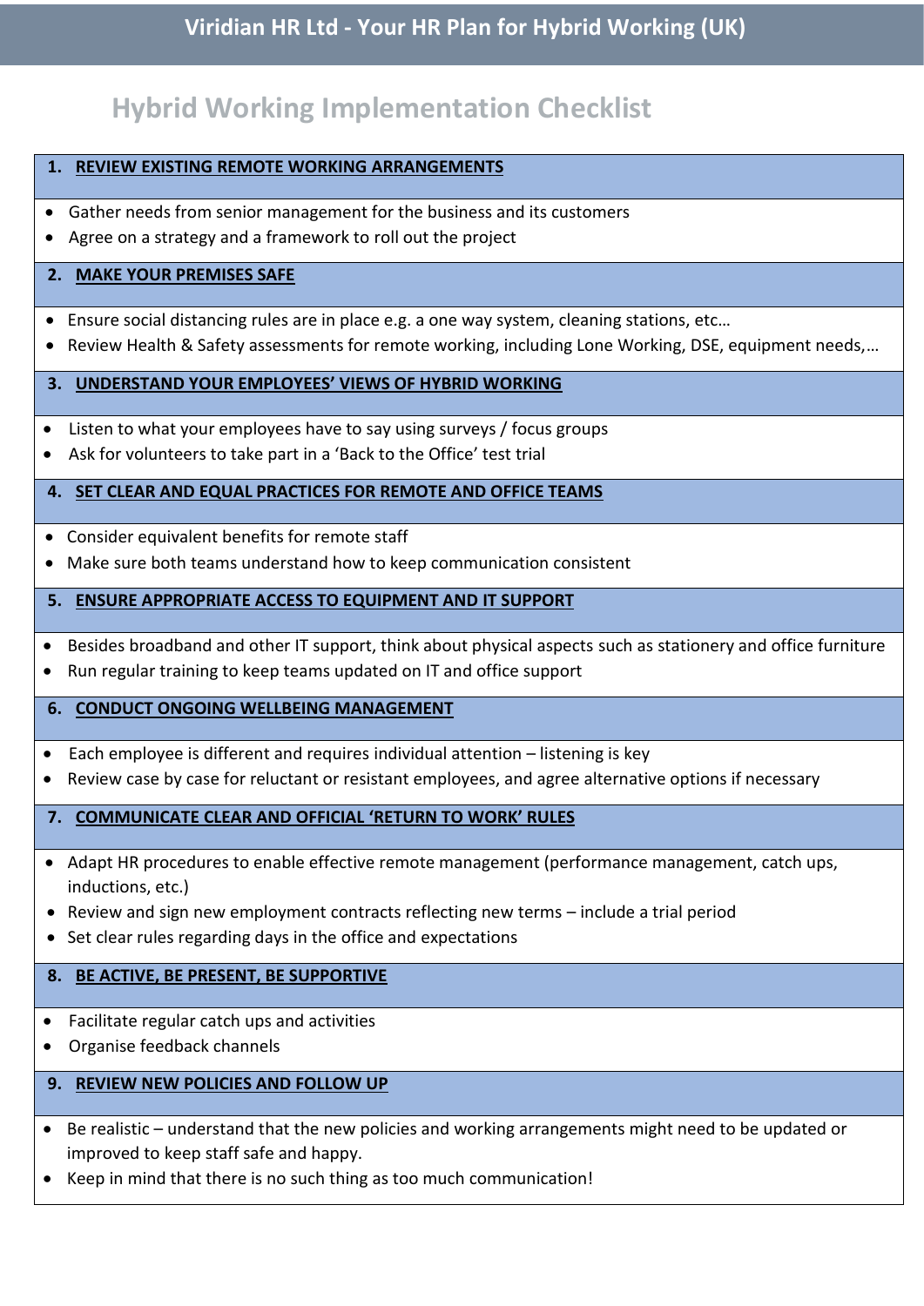# Viridian HR Ltd - Your HR Plan for Hybrid Working (UK)

## Hybrid Working Implementation Checklist

### 1. REVIEW EXISTING REMOTE WORKING ARRANGEMENTS

- Gather needs from senior management for the business and its customers
- Agree on a strategy and a framework to roll out the project

### 2. MAKE YOUR PREMISES SAFE

- Ensure social distancing rules are in place e.g. a one way system, cleaning stations, etc…
- Review Health & Safety assessments for remote working, including Lone Working, DSE, equipment needs,…

### 3. UNDERSTAND YOUR EMPLOYEES' VIEWS OF HYBRID WORKING

- Listen to what your employees have to say using surveys / focus groups
- Ask for volunteers to take part in a 'Back to the Office' test trial

### 4. SET CLEAR AND EQUAL PRACTICES FOR REMOTE AND OFFICE TEAMS

- Consider equivalent benefits for remote staff
- Make sure both teams understand how to keep communication consistent

### 5. ENSURE APPROPRIATE ACCESS TO EQUIPMENT AND IT SUPPORT

- Besides broadband and other IT support, think about physical aspects such as stationery and office furniture
- Run regular training to keep teams updated on IT and office support

### 6. CONDUCT ONGOING WELLBEING MANAGEMENT

- Each employee is different and requires individual attention – listening is key
- Review case by case for reluctant or resistant employees, and agree alternative options if necessary

### 7. COMMUNICATE CLEAR AND OFFICIAL 'RETURN TO WORK' RULES

- Adapt HR procedures to enable effective remote management (performance management, catch ups, inductions, etc.)
- Review and sign new employment contracts reflecting new terms – include a trial period
- Set clear rules regarding days in the office and expectations

### 8. BE ACTIVE, BE PRESENT, BE SUPPORTIVE

- Facilitate regular catch ups and activities
- Organise feedback channels

### 9. REVIEW NEW POLICIES AND FOLLOW UP

- Be realistic – understand that the new policies and working arrangements might need to be updated or improved to keep staff safe and happy.
- Keep in mind that there is no such thing as too much communication!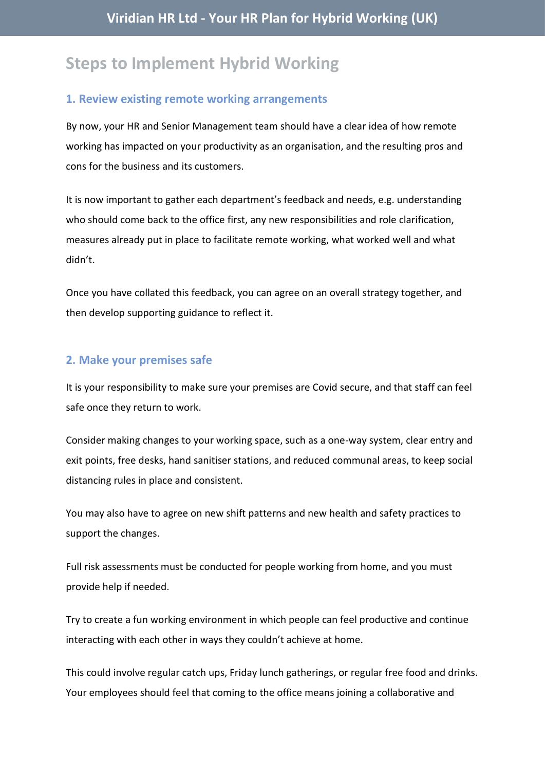# Steps to Implement Hybrid Working

## 1. Review existing remote working arrangements

By now, your HR and Senior Management team should have a clear idea of how remote working has impacted on your productivity as an organisation, and the resulting pros and cons for the business and its customers.

It is now important to gather each department's feedback and needs, e.g. understanding who should come back to the office first, any new responsibilities and role clarification, measures already put in place to facilitate remote working, what worked well and what didn't.

Once you have collated this feedback, you can agree on an overall strategy together, and then develop supporting guidance to reflect it.

## 2. Make your premises safe

It is your responsibility to make sure your premises are Covid secure, and that staff can feel safe once they return to work.

Consider making changes to your working space, such as a one-way system, clear entry and exit points, free desks, hand sanitiser stations, and reduced communal areas, to keep social distancing rules in place and consistent.

You may also have to agree on new shift patterns and new health and safety practices to support the changes.

Full risk assessments must be conducted for people working from home, and you must provide help if needed.

Try to create a fun working environment in which people can feel productive and continue interacting with each other in ways they couldn't achieve at home.

This could involve regular catch ups, Friday lunch gatherings, or regular free food and drinks. Your employees should feel that coming to the office means joining a collaborative and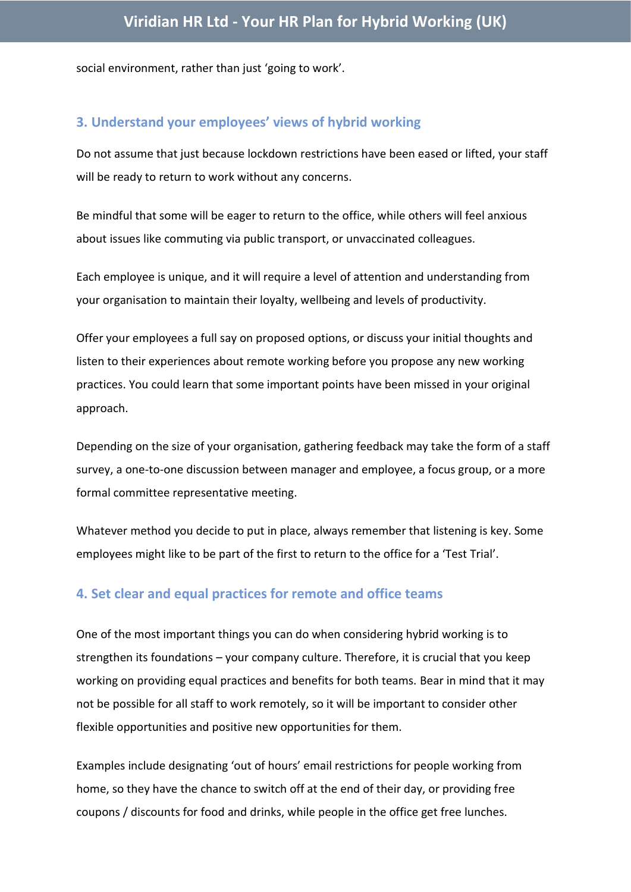social environment, rather than just ‘going to work’.

## 3. Understand your employees’ views of hybrid working

Do not assume that just because lockdown restrictions have been eased or lifted, your staff will be ready to return to work without any concerns.

Be mindful that some will be eager to return to the office, while others will feel anxious about issues like commuting via public transport, or unvaccinated colleagues.

Each employee is unique, and it will require a level of attention and understanding from your organisation to maintain their loyalty, wellbeing and levels of productivity.

Offer your employees a full say on proposed options, or discuss your initial thoughts and listen to their experiences about remote working before you propose any new working practices. You could learn that some important points have been missed in your original approach.

Depending on the size of your organisation, gathering feedback may take the form of a staff survey, a one-to-one discussion between manager and employee, a focus group, or a more formal committee representative meeting.

Whatever method you decide to put in place, always remember that listening is key. Some employees might like to be part of the first to return to the office for a ‘Test Trial’.

## 4. Set clear and equal practices for remote and office teams

One of the most important things you can do when considering hybrid working is to strengthen its foundations – your company culture. Therefore, it is crucial that you keep working on providing equal practices and benefits for both teams. Bear in mind that it may not be possible for all staff to work remotely, so it will be important to consider other flexible opportunities and positive new opportunities for them.

Examples include designating ‘out of hours’ email restrictions for people working from home, so they have the chance to switch off at the end of their day, or providing free coupons / discounts for food and drinks, while people in the office get free lunches.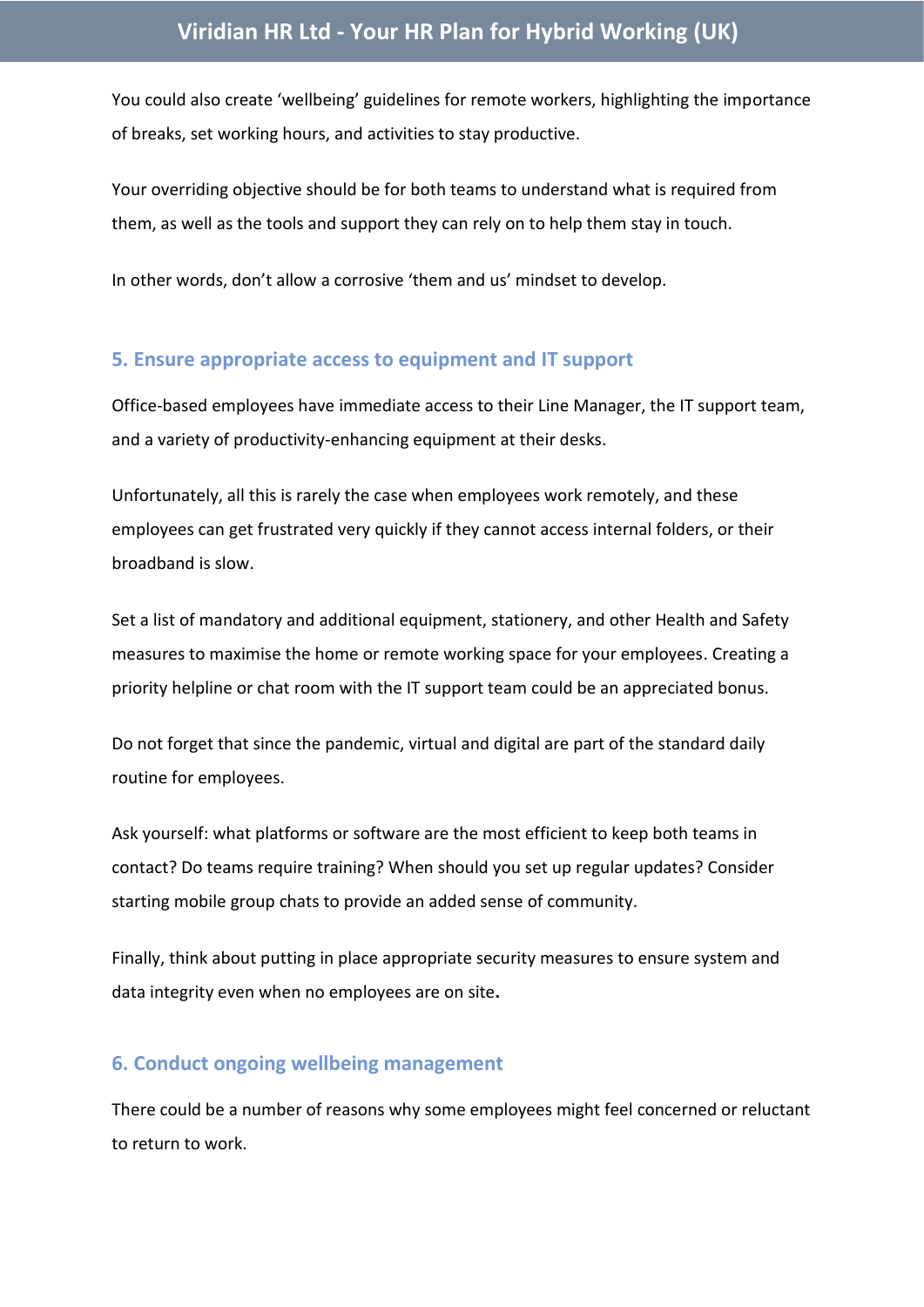You could also create 'wellbeing' guidelines for remote workers, highlighting the importance of breaks, set working hours, and activities to stay productive.

Your overriding objective should be for both teams to understand what is required from them, as well as the tools and support they can rely on to help them stay in touch.

In other words, don't allow a corrosive 'them and us' mindset to develop.

## 5. Ensure appropriate access to equipment and IT support

Office-based employees have immediate access to their Line Manager, the IT support team, and a variety of productivity-enhancing equipment at their desks.

Unfortunately, all this is rarely the case when employees work remotely, and these employees can get frustrated very quickly if they cannot access internal folders, or their broadband is slow.

Set a list of mandatory and additional equipment, stationery, and other Health and Safety measures to maximise the home or remote working space for your employees. Creating a priority helpline or chat room with the IT support team could be an appreciated bonus.

Do not forget that since the pandemic, virtual and digital are part of the standard daily routine for employees.

Ask yourself: what platforms or software are the most efficient to keep both teams in contact? Do teams require training? When should you set up regular updates? Consider starting mobile group chats to provide an added sense of community.

Finally, think about putting in place appropriate security measures to ensure system and data integrity even when no employees are on site.

## 6. Conduct ongoing wellbeing management

There could be a number of reasons why some employees might feel concerned or reluctant to return to work.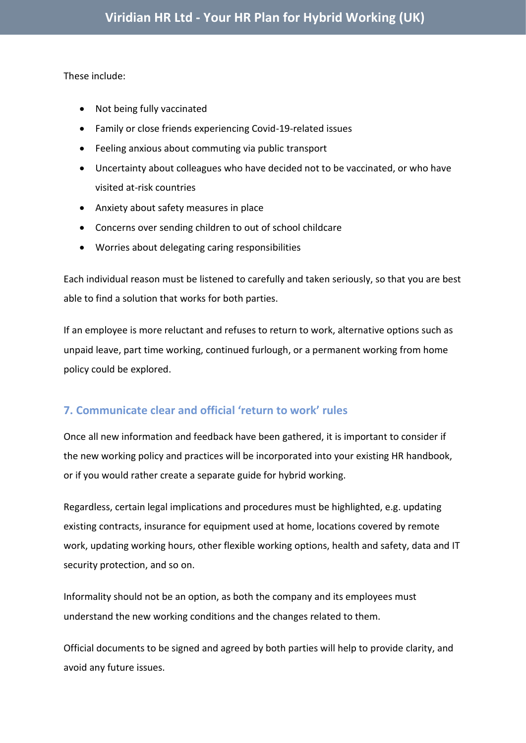These include:

- Not being fully vaccinated
- Family or close friends experiencing Covid-19-related issues
- Feeling anxious about commuting via public transport
- Uncertainty about colleagues who have decided not to be vaccinated, or who have visited at-risk countries
- Anxiety about safety measures in place
- Concerns over sending children to out of school childcare
- Worries about delegating caring responsibilities

Each individual reason must be listened to carefully and taken seriously, so that you are best able to find a solution that works for both parties.

If an employee is more reluctant and refuses to return to work, alternative options such as unpaid leave, part time working, continued furlough, or a permanent working from home policy could be explored.

## 7. Communicate clear and official 'return to work' rules

Once all new information and feedback have been gathered, it is important to consider if the new working policy and practices will be incorporated into your existing HR handbook, or if you would rather create a separate guide for hybrid working.

Regardless, certain legal implications and procedures must be highlighted, e.g. updating existing contracts, insurance for equipment used at home, locations covered by remote work, updating working hours, other flexible working options, health and safety, data and IT security protection, and so on.

Informality should not be an option, as both the company and its employees must understand the new working conditions and the changes related to them.

Official documents to be signed and agreed by both parties will help to provide clarity, and avoid any future issues.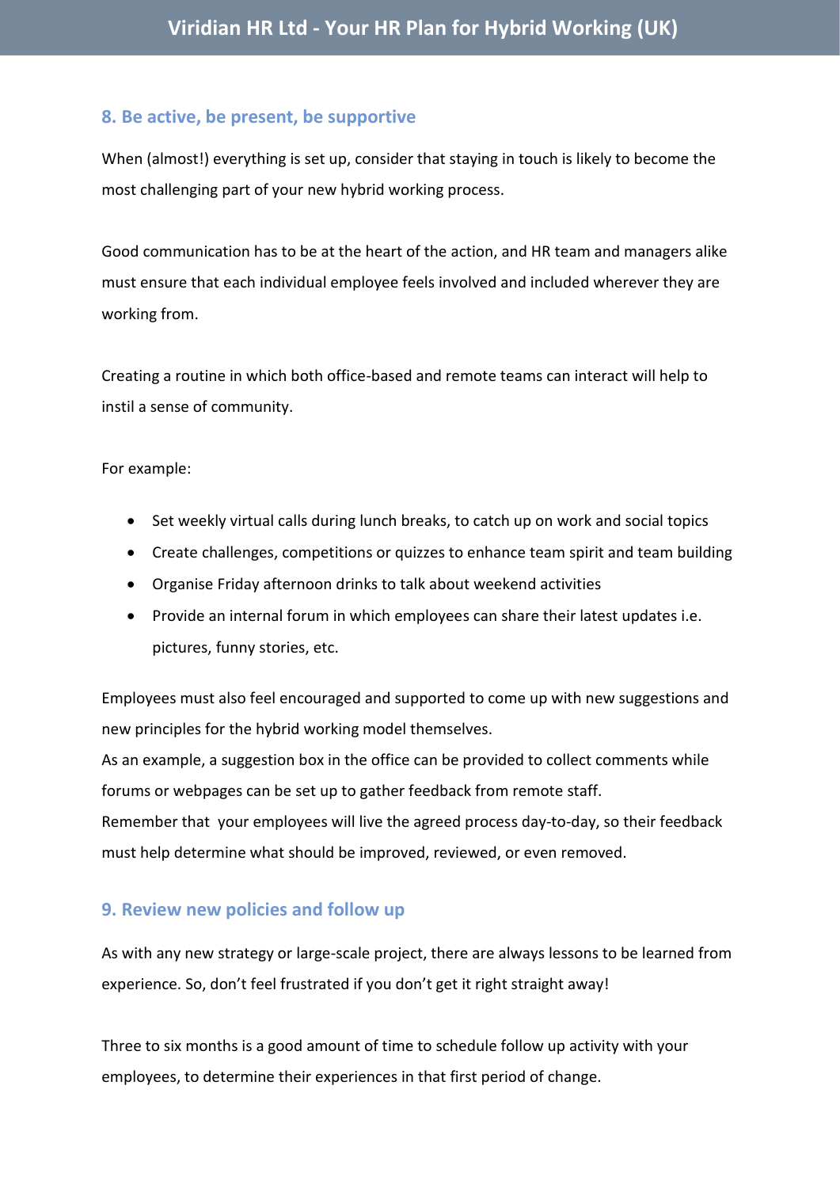## 8. Be active, be present, be supportive

When (almost!) everything is set up, consider that staying in touch is likely to become the most challenging part of your new hybrid working process.

Good communication has to be at the heart of the action, and HR team and managers alike must ensure that each individual employee feels involved and included wherever they are working from.

Creating a routine in which both office-based and remote teams can interact will help to instil a sense of community.

For example:

- Set weekly virtual calls during lunch breaks, to catch up on work and social topics
- Create challenges, competitions or quizzes to enhance team spirit and team building
- Organise Friday afternoon drinks to talk about weekend activities
- Provide an internal forum in which employees can share their latest updates i.e. pictures, funny stories, etc.

Employees must also feel encouraged and supported to come up with new suggestions and new principles for the hybrid working model themselves.
As an example, a suggestion box in the office can be provided to collect comments while forums or webpages can be set up to gather feedback from remote staff.
Remember that your employees will live the agreed process day-to-day, so their feedback must help determine what should be improved, reviewed, or even removed.

## 9. Review new policies and follow up

As with any new strategy or large-scale project, there are always lessons to be learned from experience. So, don't feel frustrated if you don't get it right straight away!

Three to six months is a good amount of time to schedule follow up activity with your employees, to determine their experiences in that first period of change.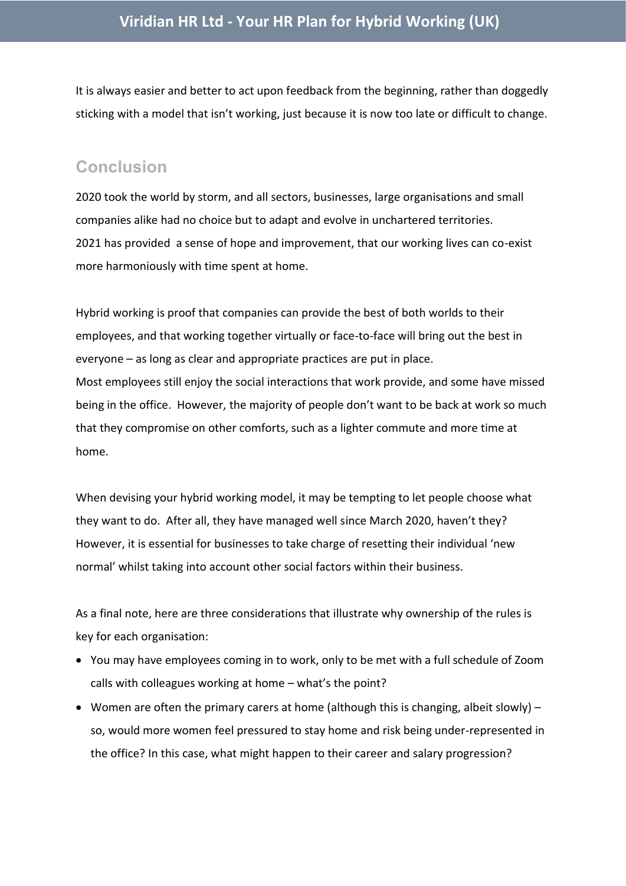It is always easier and better to act upon feedback from the beginning, rather than doggedly sticking with a model that isn't working, just because it is now too late or difficult to change.

## Conclusion

2020 took the world by storm, and all sectors, businesses, large organisations and small companies alike had no choice but to adapt and evolve in unchartered territories.
2021 has provided a sense of hope and improvement, that our working lives can co-exist more harmoniously with time spent at home.

Hybrid working is proof that companies can provide the best of both worlds to their employees, and that working together virtually or face-to-face will bring out the best in everyone – as long as clear and appropriate practices are put in place.
Most employees still enjoy the social interactions that work provide, and some have missed being in the office. However, the majority of people don't want to be back at work so much that they compromise on other comforts, such as a lighter commute and more time at home.

When devising your hybrid working model, it may be tempting to let people choose what they want to do. After all, they have managed well since March 2020, haven't they? However, it is essential for businesses to take charge of resetting their individual 'new normal' whilst taking into account other social factors within their business.

As a final note, here are three considerations that illustrate why ownership of the rules is key for each organisation:

- You may have employees coming in to work, only to be met with a full schedule of Zoom calls with colleagues working at home – what's the point?
- Women are often the primary carers at home (although this is changing, albeit slowly) – so, would more women feel pressured to stay home and risk being under-represented in the office? In this case, what might happen to their career and salary progression?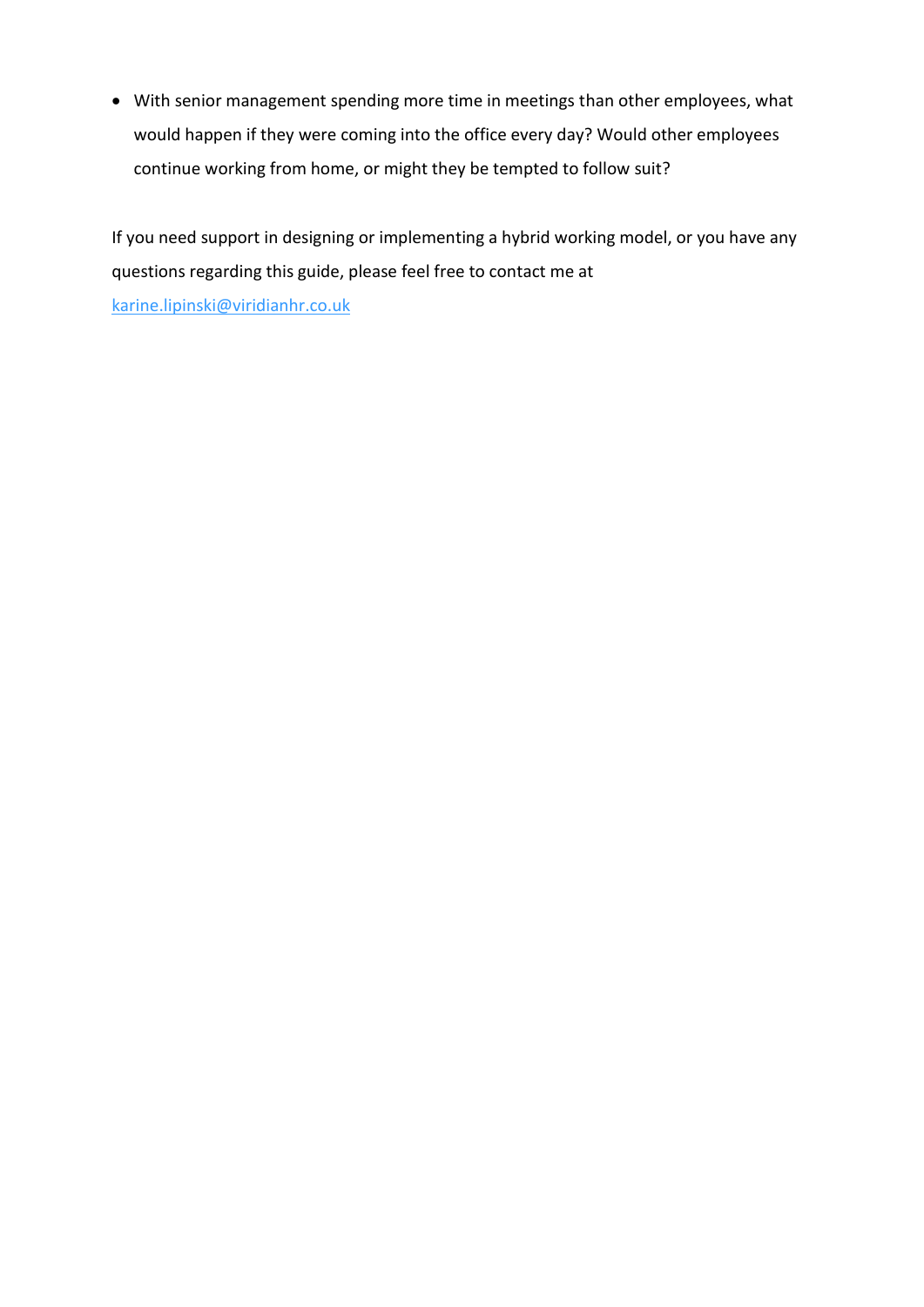- With senior management spending more time in meetings than other employees, what would happen if they were coming into the office every day? Would other employees continue working from home, or might they be tempted to follow suit?

If you need support in designing or implementing a hybrid working model, or you have any questions regarding this guide, please feel free to contact me at karine.lipinski@viridianhr.co.uk